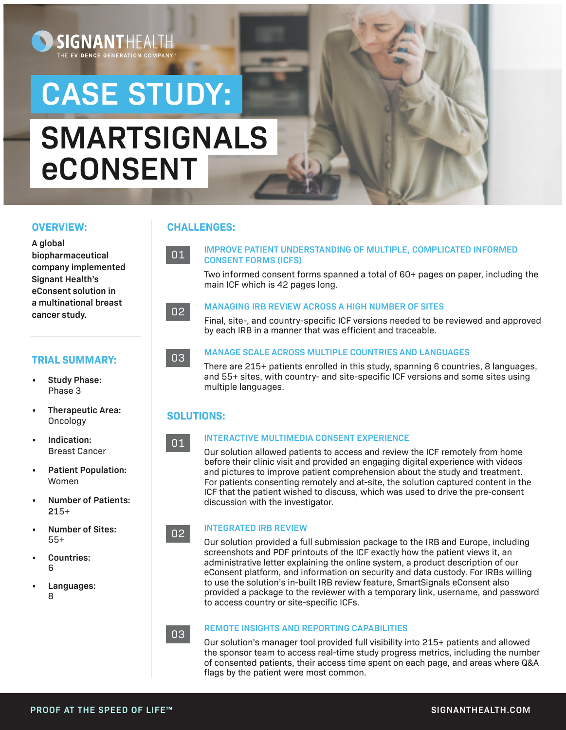SIGNANT HEALTH

THE EVIDENCE GENERATION COMPANY™

# CASE STUDY:

# SMARTSIGNALS eCONSENT

## OVERVIEW:

**A global biopharmaceutical company implemented Signant Health's eConsent solution in a multinational breast cancer study.**

## TRIAL SUMMARY:

- **Study Phase:** Phase 3
- **Therapeutic Area:** Oncology
- **Indication:** Breast Cancer
- **Patient Population:** Women
- **Number of Patients:** 215+
- **Number of Sites:** 55+
- **Countries:** 6
- **Languages:** 8

## CHALLENGES:

### 01 IMPROVE PATIENT UNDERSTANDING OF MULTIPLE, COMPLICATED INFORMED CONSENT FORMS (ICFS)

Two informed consent forms spanned a total of 60+ pages on paper, including the main ICF which is 42 pages long.

### 02 MANAGING IRB REVIEW ACROSS A HIGH NUMBER OF SITES

Final, site-, and country-specific ICF versions needed to be reviewed and approved by each IRB in a manner that was efficient and traceable.

### 03 MANAGE SCALE ACROSS MULTIPLE COUNTRIES AND LANGUAGES

There are 215+ patients enrolled in this study, spanning 6 countries, 8 languages, and 55+ sites, with country- and site-specific ICF versions and some sites using multiple languages.

## SOLUTIONS:

### 01 INTERACTIVE MULTIMEDIA CONSENT EXPERIENCE

Our solution allowed patients to access and review the ICF remotely from home before their clinic visit and provided an engaging digital experience with videos and pictures to improve patient comprehension about the study and treatment. For patients consenting remotely and at-site, the solution captured content in the ICF that the patient wished to discuss, which was used to drive the pre-consent discussion with the investigator.

### 02 INTEGRATED IRB REVIEW

Our solution provided a full submission package to the IRB and Europe, including screenshots and PDF printouts of the ICF exactly how the patient views it, an administrative letter explaining the online system, a product description of our eConsent platform, and information on security and data custody. For IRBs willing to use the solution's in-built IRB review feature, SmartSignals eConsent also provided a package to the reviewer with a temporary link, username, and password to access country or site-specific ICFs.

### 03 REMOTE INSIGHTS AND REPORTING CAPABILITIES

Our solution's manager tool provided full visibility into 215+ patients and allowed the sponsor team to access real-time study progress metrics, including the number of consented patients, their access time spent on each page, and areas where Q&A flags by the patient were most common.

PROOF AT THE SPEED OF LIFE™

SIGNANTHEALTH.COM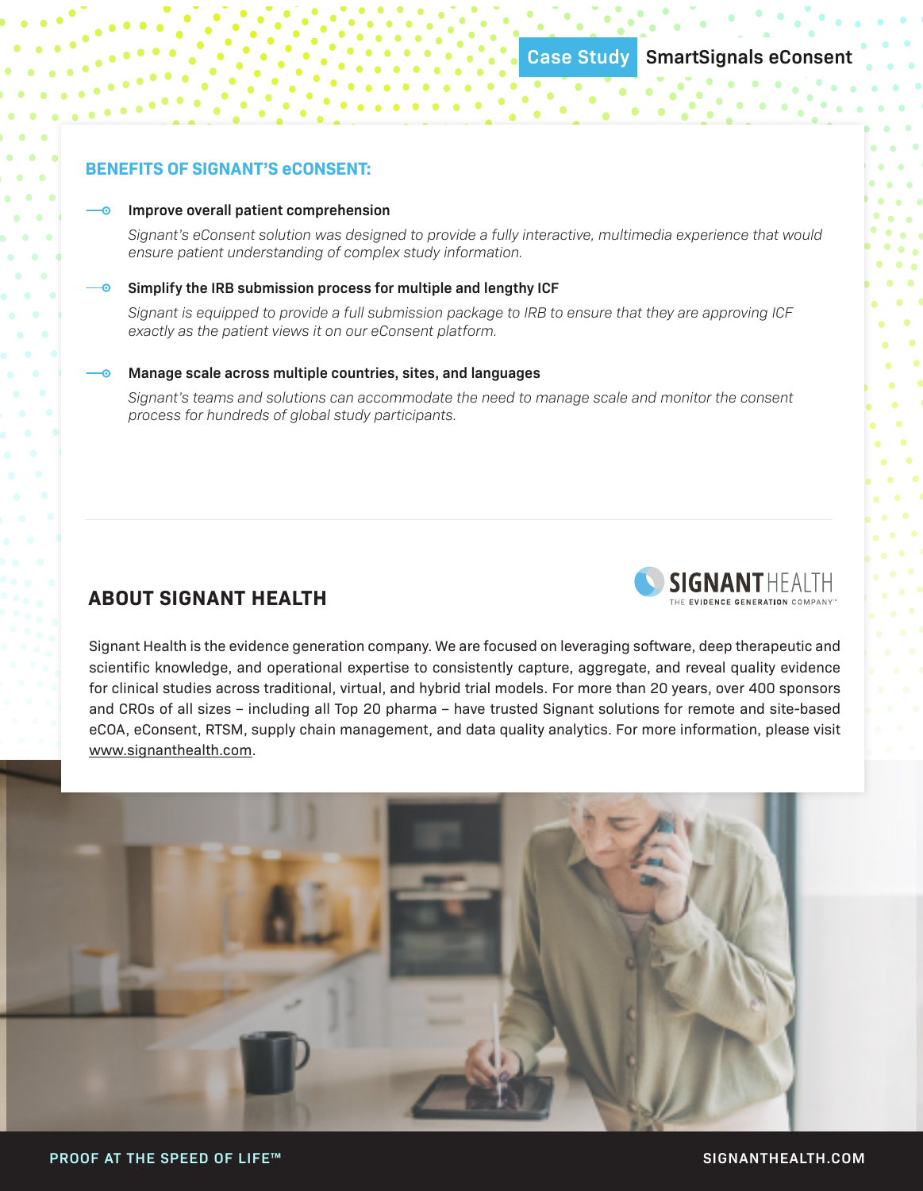## BENEFITS OF SIGNANT'S eCONSENT:

- **Improve overall patient comprehension**

  *Signant's eConsent solution was designed to provide a fully interactive, multimedia experience that would ensure patient understanding of complex study information.*

- **Simplify the IRB submission process for multiple and lengthy ICF**

  *Signant is equipped to provide a full submission package to IRB to ensure that they are approving ICF exactly as the patient views it on our eConsent platform.*

- **Manage scale across multiple countries, sites, and languages**

  *Signant's teams and solutions can accommodate the need to manage scale and monitor the consent process for hundreds of global study participants.*

## ABOUT SIGNANT HEALTH

SIGNANT HEALTH
THE EVIDENCE GENERATION COMPANY™

Signant Health is the evidence generation company. We are focused on leveraging software, deep therapeutic and scientific knowledge, and operational expertise to consistently capture, aggregate, and reveal quality evidence for clinical studies across traditional, virtual, and hybrid trial models. For more than 20 years, over 400 sponsors and CROs of all sizes – including all Top 20 pharma – have trusted Signant solutions for remote and site-based eCOA, eConsent, RTSM, supply chain management, and data quality analytics. For more information, please visit www.signanthealth.com.

PROOF AT THE SPEED OF LIFE™

SIGNANTHEALTH.COM